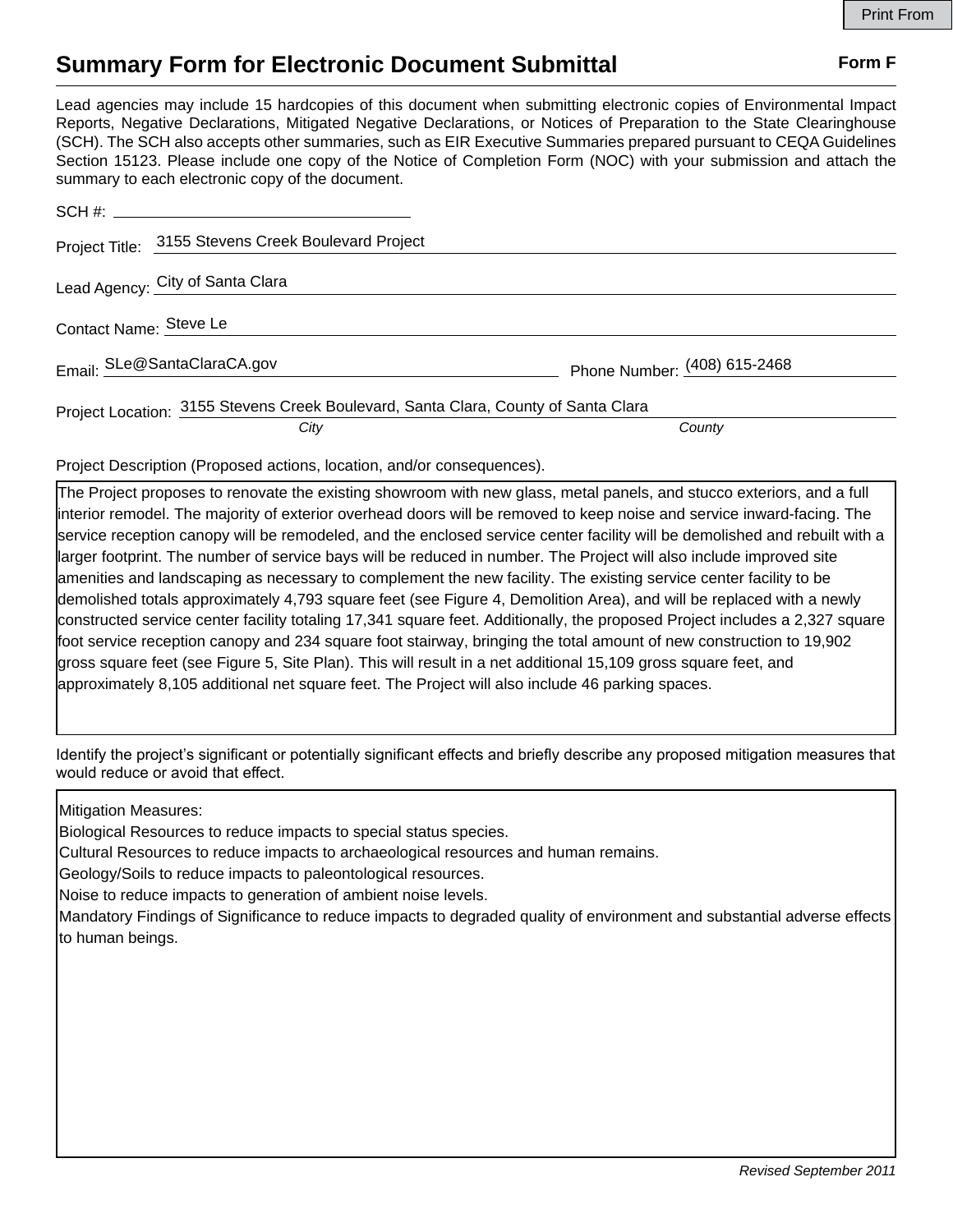# Summary Form for Electronic Document Submittal

**Form F**

Lead agencies may include 15 hardcopies of this document when submitting electronic copies of Environmental Impact Reports, Negative Declarations, Mitigated Negative Declarations, or Notices of Preparation to the State Clearinghouse (SCH). The SCH also accepts other summaries, such as EIR Executive Summaries prepared pursuant to CEQA Guidelines Section 15123. Please include one copy of the Notice of Completion Form (NOC) with your submission and attach the summary to each electronic copy of the document.

SCH #: 

Project Title: 3155 Stevens Creek Boulevard Project

Lead Agency: City of Santa Clara

Contact Name: Steve Le

Email: SLe@SantaClaraCA.gov Phone Number: (408) 615-2468

Project Location: 3155 Stevens Creek Boulevard, Santa Clara, County of Santa Clara

*City* *County*

Project Description (Proposed actions, location, and/or consequences).

The Project proposes to renovate the existing showroom with new glass, metal panels, and stucco exteriors, and a full interior remodel. The majority of exterior overhead doors will be removed to keep noise and service inward-facing. The service reception canopy will be remodeled, and the enclosed service center facility will be demolished and rebuilt with a larger footprint. The number of service bays will be reduced in number. The Project will also include improved site amenities and landscaping as necessary to complement the new facility. The existing service center facility to be demolished totals approximately 4,793 square feet (see Figure 4, Demolition Area), and will be replaced with a newly constructed service center facility totaling 17,341 square feet. Additionally, the proposed Project includes a 2,327 square foot service reception canopy and 234 square foot stairway, bringing the total amount of new construction to 19,902 gross square feet (see Figure 5, Site Plan). This will result in a net additional 15,109 gross square feet, and approximately 8,105 additional net square feet. The Project will also include 46 parking spaces.

Identify the project's significant or potentially significant effects and briefly describe any proposed mitigation measures that would reduce or avoid that effect.

Mitigation Measures:
Biological Resources to reduce impacts to special status species.
Cultural Resources to reduce impacts to archaeological resources and human remains.
Geology/Soils to reduce impacts to paleontological resources.
Noise to reduce impacts to generation of ambient noise levels.
Mandatory Findings of Significance to reduce impacts to degraded quality of environment and substantial adverse effects to human beings.

*Revised September 2011*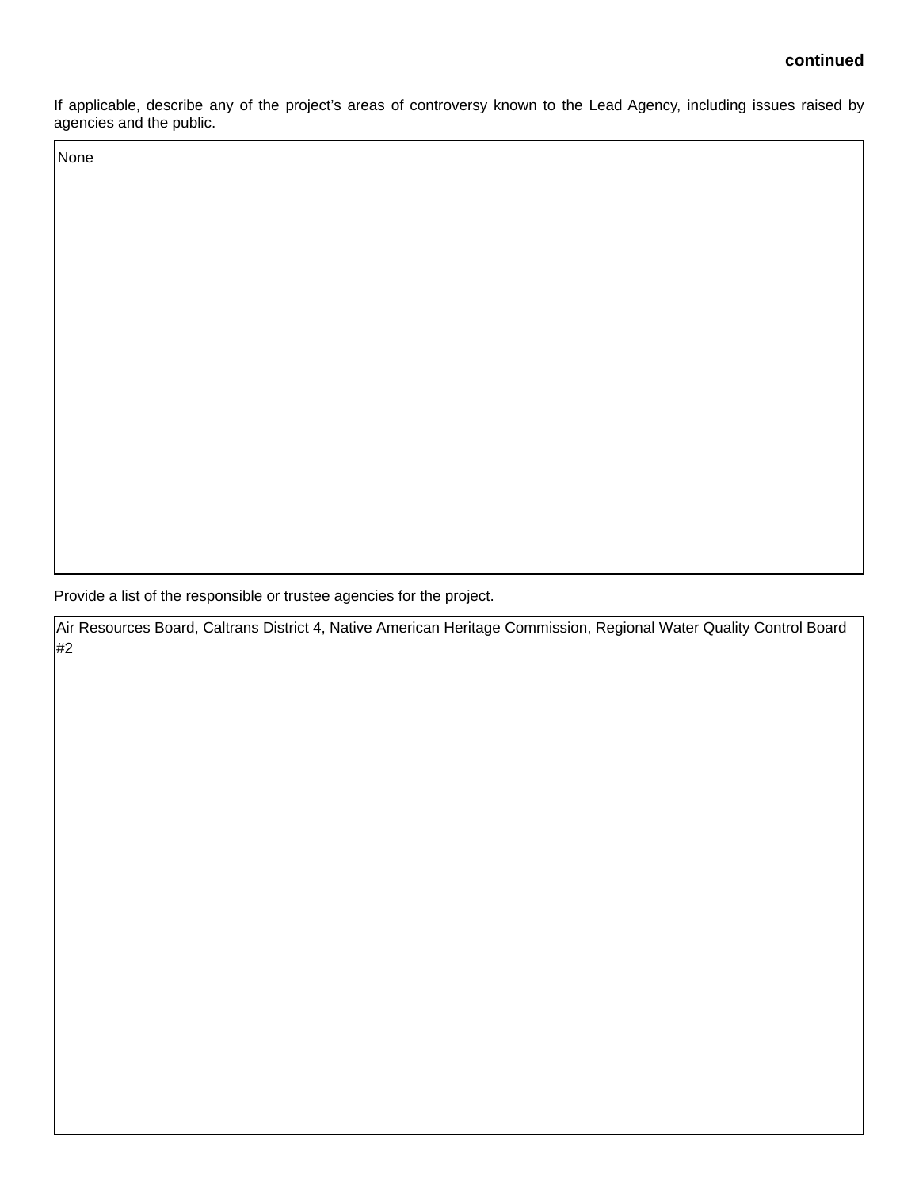**continued**

If applicable, describe any of the project's areas of controversy known to the Lead Agency, including issues raised by agencies and the public.

None

Provide a list of the responsible or trustee agencies for the project.

Air Resources Board, Caltrans District 4, Native American Heritage Commission, Regional Water Quality Control Board #2